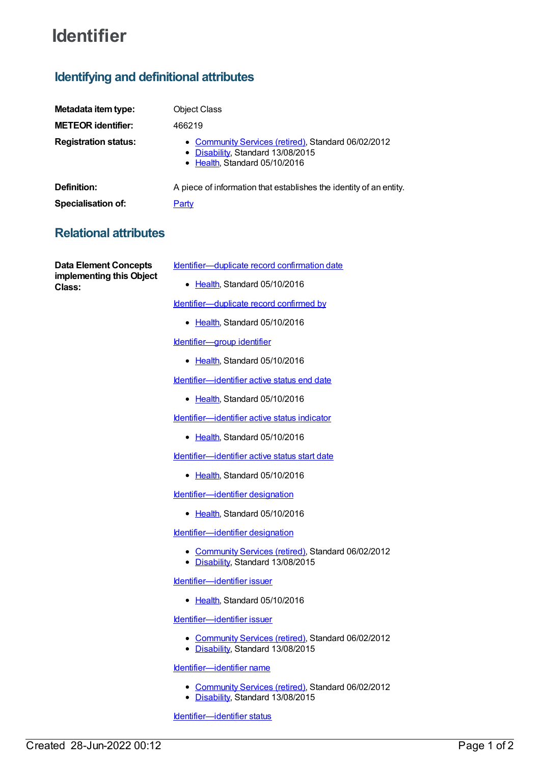# Identifier

## Identifying and definitional attributes

**Metadata item type:** Object Class

**METEOR identifier:** 466219

**Registration status:**

- Community Services (retired), Standard 06/02/2012
- Disability, Standard 13/08/2015
- Health, Standard 05/10/2016

**Definition:** A piece of information that establishes the identity of an entity.

**Specialisation of:** Party

## Relational attributes

**Data Element Concepts implementing this Object Class:**

Identifier—duplicate record confirmation date

- Health, Standard 05/10/2016

Identifier—duplicate record confirmed by

- Health, Standard 05/10/2016

Identifier—group identifier

- Health, Standard 05/10/2016

Identifier—identifier active status end date

- Health, Standard 05/10/2016

Identifier—identifier active status indicator

- Health, Standard 05/10/2016

Identifier—identifier active status start date

- Health, Standard 05/10/2016

Identifier—identifier designation

- Health, Standard 05/10/2016

Identifier—identifier designation

- Community Services (retired), Standard 06/02/2012
- Disability, Standard 13/08/2015

Identifier—identifier issuer

- Health, Standard 05/10/2016

Identifier—identifier issuer

- Community Services (retired), Standard 06/02/2012
- Disability, Standard 13/08/2015

Identifier—identifier name

- Community Services (retired), Standard 06/02/2012
- Disability, Standard 13/08/2015

Identifier—identifier status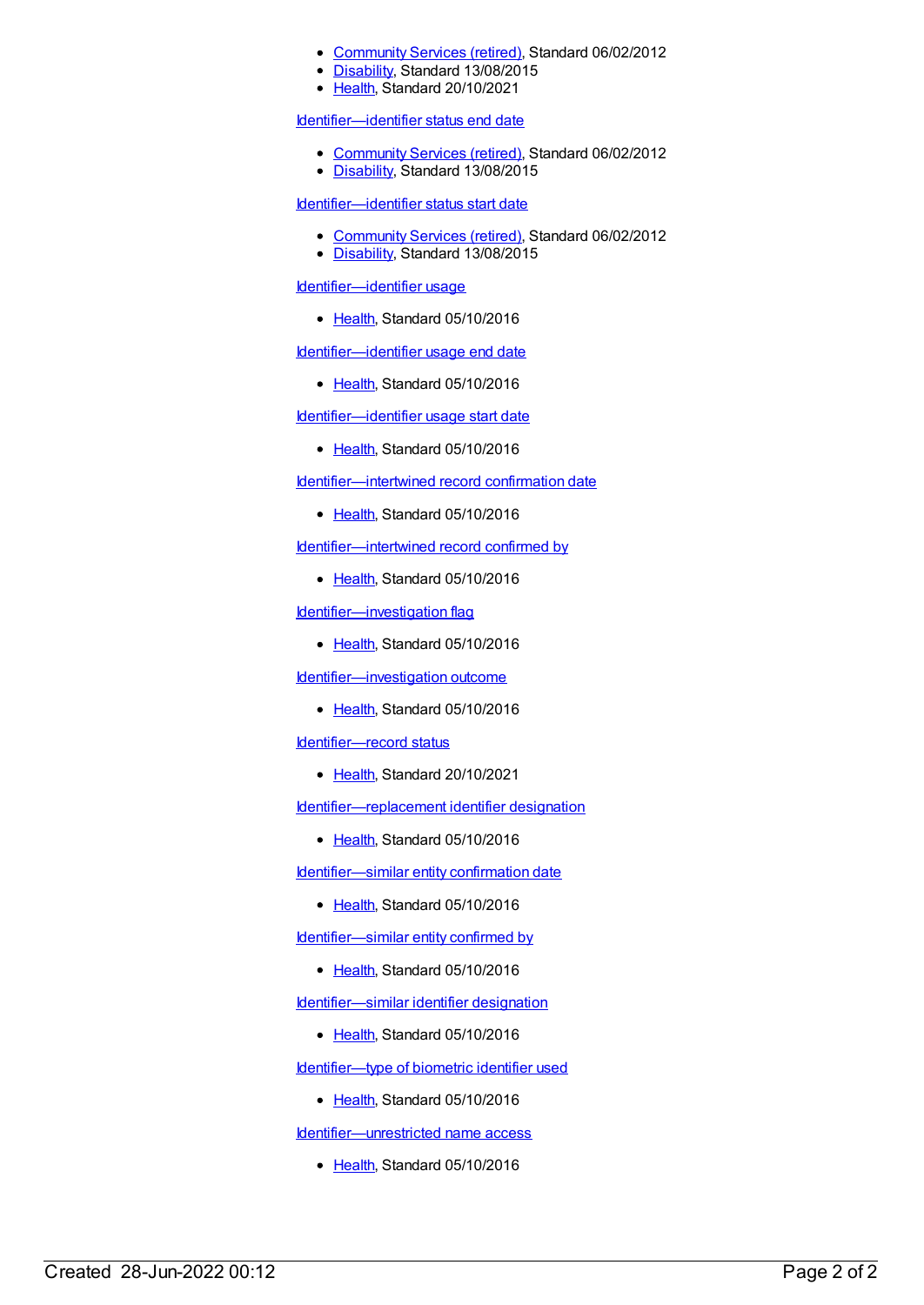- Community Services (retired), Standard 06/02/2012
- Disability, Standard 13/08/2015
- Health, Standard 20/10/2021

Identifier—identifier status end date

- Community Services (retired), Standard 06/02/2012
- Disability, Standard 13/08/2015

Identifier—identifier status start date

- Community Services (retired), Standard 06/02/2012
- Disability, Standard 13/08/2015

Identifier—identifier usage

- Health, Standard 05/10/2016

Identifier—identifier usage end date

- Health, Standard 05/10/2016

Identifier—identifier usage start date

- Health, Standard 05/10/2016

Identifier—intertwined record confirmation date

- Health, Standard 05/10/2016

Identifier—intertwined record confirmed by

- Health, Standard 05/10/2016

Identifier—investigation flag

- Health, Standard 05/10/2016

Identifier—investigation outcome

- Health, Standard 05/10/2016

Identifier—record status

- Health, Standard 20/10/2021

Identifier—replacement identifier designation

- Health, Standard 05/10/2016

Identifier—similar entity confirmation date

- Health, Standard 05/10/2016

Identifier—similar entity confirmed by

- Health, Standard 05/10/2016

Identifier—similar identifier designation

- Health, Standard 05/10/2016

Identifier—type of biometric identifier used

- Health, Standard 05/10/2016

Identifier—unrestricted name access

- Health, Standard 05/10/2016